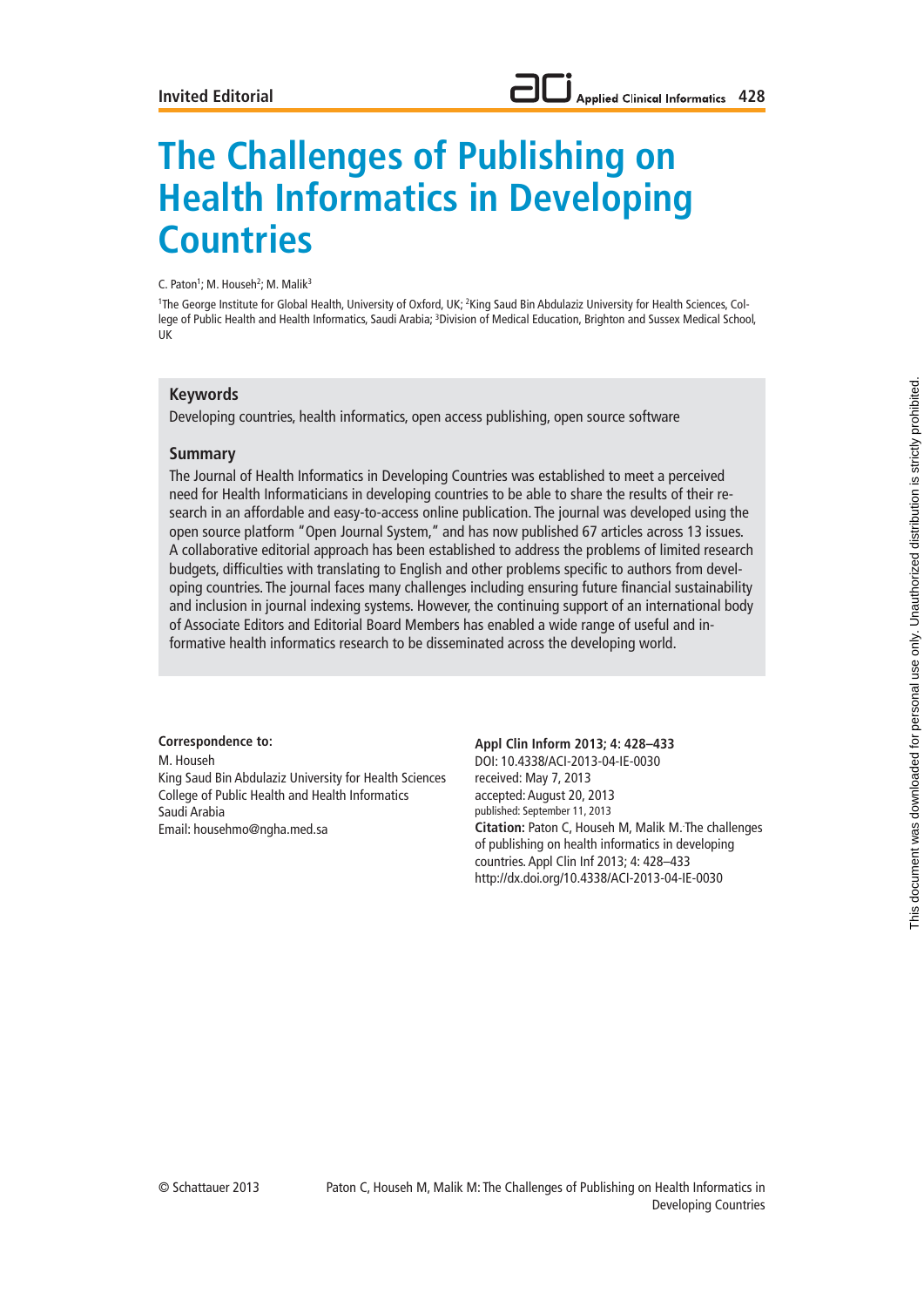Invited Editorial

# The Challenges of Publishing on Health Informatics in Developing Countries

C. Paton[1]; M. Househ[2]; M. Malik[3]

[1]The George Institute for Global Health, University of Oxford, UK; [2]King Saud Bin Abdulaziz University for Health Sciences, College of Public Health and Health Informatics, Saudi Arabia; [3]Division of Medical Education, Brighton and Sussex Medical School, UK

## Keywords

Developing countries, health informatics, open access publishing, open source software

## Summary

The Journal of Health Informatics in Developing Countries was established to meet a perceived need for Health Informaticians in developing countries to be able to share the results of their research in an affordable and easy-to-access online publication. The journal was developed using the open source platform "Open Journal System," and has now published 67 articles across 13 issues. A collaborative editorial approach has been established to address the problems of limited research budgets, difficulties with translating to English and other problems specific to authors from developing countries. The journal faces many challenges including ensuring future financial sustainability and inclusion in journal indexing systems. However, the continuing support of an international body of Associate Editors and Editorial Board Members has enabled a wide range of useful and informative health informatics research to be disseminated across the developing world.

**Correspondence to:**
M. Househ
King Saud Bin Abdulaziz University for Health Sciences
College of Public Health and Health Informatics
Saudi Arabia
Email: househmo@ngha.med.sa

**Appl Clin Inform 2013; 4: 428–433**
DOI: 10.4338/ACI-2013-04-IE-0030
received: May 7, 2013
accepted: August 20, 2013
published: September 11, 2013
**Citation:** Paton C, Househ M, Malik M. The challenges of publishing on health informatics in developing countries. Appl Clin Inf 2013; 4: 428–433
http://dx.doi.org/10.4338/ACI-2013-04-IE-0030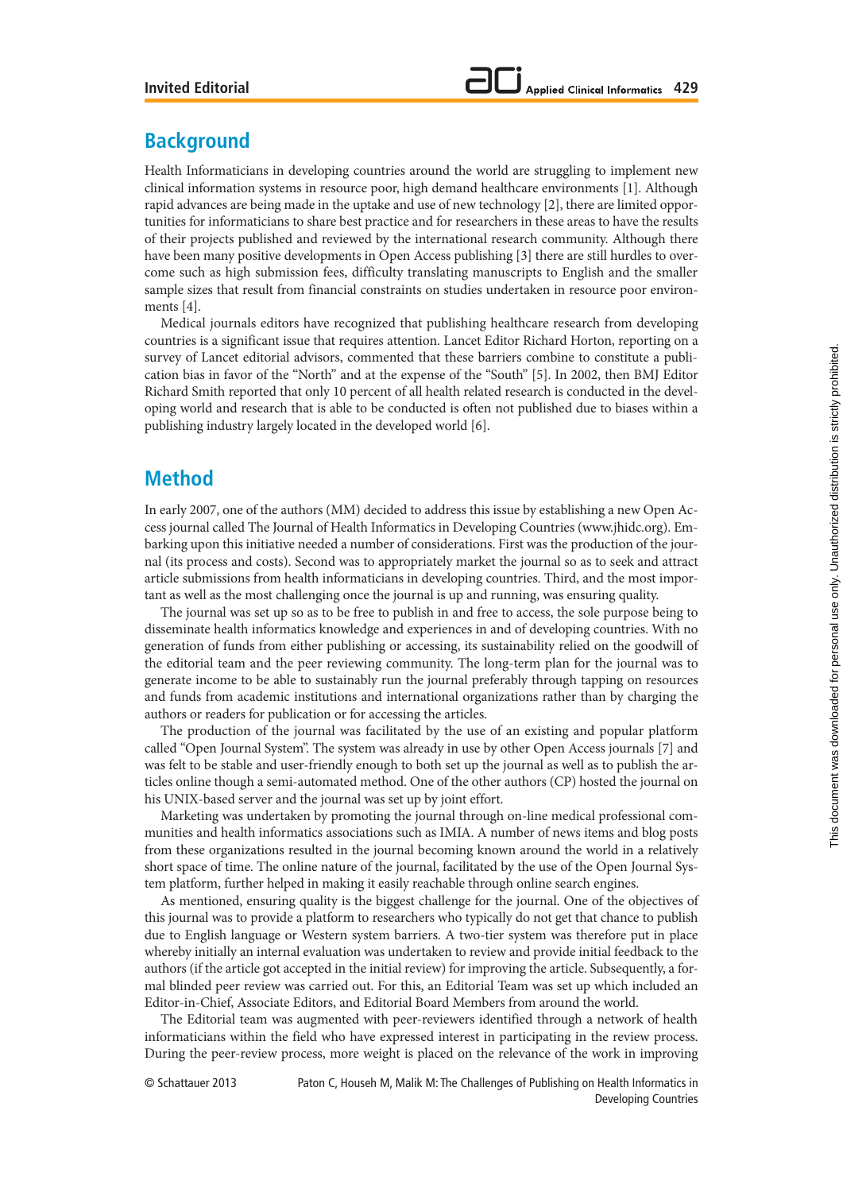## Background

Health Informaticians in developing countries around the world are struggling to implement new clinical information systems in resource poor, high demand healthcare environments [1]. Although rapid advances are being made in the uptake and use of new technology [2], there are limited opportunities for informaticians to share best practice and for researchers in these areas to have the results of their projects published and reviewed by the international research community. Although there have been many positive developments in Open Access publishing [3] there are still hurdles to overcome such as high submission fees, difficulty translating manuscripts to English and the smaller sample sizes that result from financial constraints on studies undertaken in resource poor environments [4].

Medical journals editors have recognized that publishing healthcare research from developing countries is a significant issue that requires attention. Lancet Editor Richard Horton, reporting on a survey of Lancet editorial advisors, commented that these barriers combine to constitute a publication bias in favor of the "North" and at the expense of the "South" [5]. In 2002, then BMJ Editor Richard Smith reported that only 10 percent of all health related research is conducted in the developing world and research that is able to be conducted is often not published due to biases within a publishing industry largely located in the developed world [6].

## Method

In early 2007, one of the authors (MM) decided to address this issue by establishing a new Open Access journal called The Journal of Health Informatics in Developing Countries (www.jhidc.org). Embarking upon this initiative needed a number of considerations. First was the production of the journal (its process and costs). Second was to appropriately market the journal so as to seek and attract article submissions from health informaticians in developing countries. Third, and the most important as well as the most challenging once the journal is up and running, was ensuring quality.

The journal was set up so as to be free to publish in and free to access, the sole purpose being to disseminate health informatics knowledge and experiences in and of developing countries. With no generation of funds from either publishing or accessing, its sustainability relied on the goodwill of the editorial team and the peer reviewing community. The long-term plan for the journal was to generate income to be able to sustainably run the journal preferably through tapping on resources and funds from academic institutions and international organizations rather than by charging the authors or readers for publication or for accessing the articles.

The production of the journal was facilitated by the use of an existing and popular platform called "Open Journal System". The system was already in use by other Open Access journals [7] and was felt to be stable and user-friendly enough to both set up the journal as well as to publish the articles online though a semi-automated method. One of the other authors (CP) hosted the journal on his UNIX-based server and the journal was set up by joint effort.

Marketing was undertaken by promoting the journal through on-line medical professional communities and health informatics associations such as IMIA. A number of news items and blog posts from these organizations resulted in the journal becoming known around the world in a relatively short space of time. The online nature of the journal, facilitated by the use of the Open Journal System platform, further helped in making it easily reachable through online search engines.

As mentioned, ensuring quality is the biggest challenge for the journal. One of the objectives of this journal was to provide a platform to researchers who typically do not get that chance to publish due to English language or Western system barriers. A two-tier system was therefore put in place whereby initially an internal evaluation was undertaken to review and provide initial feedback to the authors (if the article got accepted in the initial review) for improving the article. Subsequently, a formal blinded peer review was carried out. For this, an Editorial Team was set up which included an Editor-in-Chief, Associate Editors, and Editorial Board Members from around the world.

The Editorial team was augmented with peer-reviewers identified through a network of health informaticians within the field who have expressed interest in participating in the review process. During the peer-review process, more weight is placed on the relevance of the work in improving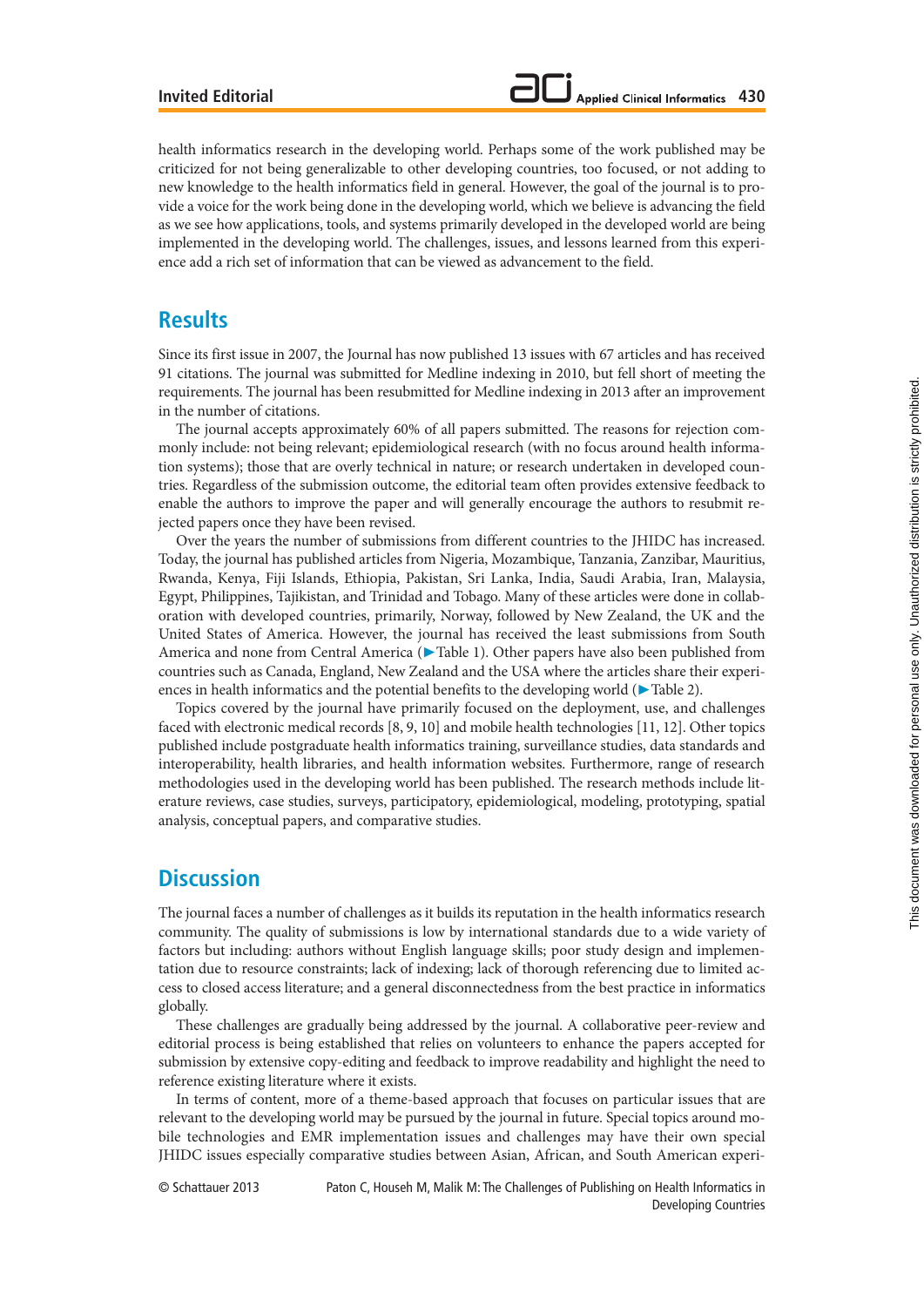health informatics research in the developing world. Perhaps some of the work published may be criticized for not being generalizable to other developing countries, too focused, or not adding to new knowledge to the health informatics field in general. However, the goal of the journal is to provide a voice for the work being done in the developing world, which we believe is advancing the field as we see how applications, tools, and systems primarily developed in the developed world are being implemented in the developing world. The challenges, issues, and lessons learned from this experience add a rich set of information that can be viewed as advancement to the field.

## Results

Since its first issue in 2007, the Journal has now published 13 issues with 67 articles and has received 91 citations. The journal was submitted for Medline indexing in 2010, but fell short of meeting the requirements. The journal has been resubmitted for Medline indexing in 2013 after an improvement in the number of citations.

The journal accepts approximately 60% of all papers submitted. The reasons for rejection commonly include: not being relevant; epidemiological research (with no focus around health information systems); those that are overly technical in nature; or research undertaken in developed countries. Regardless of the submission outcome, the editorial team often provides extensive feedback to enable the authors to improve the paper and will generally encourage the authors to resubmit rejected papers once they have been revised.

Over the years the number of submissions from different countries to the JHIDC has increased. Today, the journal has published articles from Nigeria, Mozambique, Tanzania, Zanzibar, Mauritius, Rwanda, Kenya, Fiji Islands, Ethiopia, Pakistan, Sri Lanka, India, Saudi Arabia, Iran, Malaysia, Egypt, Philippines, Tajikistan, and Trinidad and Tobago. Many of these articles were done in collaboration with developed countries, primarily, Norway, followed by New Zealand, the UK and the United States of America. However, the journal has received the least submissions from South America and none from Central America (►Table 1). Other papers have also been published from countries such as Canada, England, New Zealand and the USA where the articles share their experiences in health informatics and the potential benefits to the developing world (►Table 2).

Topics covered by the journal have primarily focused on the deployment, use, and challenges faced with electronic medical records [8, 9, 10] and mobile health technologies [11, 12]. Other topics published include postgraduate health informatics training, surveillance studies, data standards and interoperability, health libraries, and health information websites. Furthermore, range of research methodologies used in the developing world has been published. The research methods include literature reviews, case studies, surveys, participatory, epidemiological, modeling, prototyping, spatial analysis, conceptual papers, and comparative studies.

## Discussion

The journal faces a number of challenges as it builds its reputation in the health informatics research community. The quality of submissions is low by international standards due to a wide variety of factors but including: authors without English language skills; poor study design and implementation due to resource constraints; lack of indexing; lack of thorough referencing due to limited access to closed access literature; and a general disconnectedness from the best practice in informatics globally.

These challenges are gradually being addressed by the journal. A collaborative peer-review and editorial process is being established that relies on volunteers to enhance the papers accepted for submission by extensive copy-editing and feedback to improve readability and highlight the need to reference existing literature where it exists.

In terms of content, more of a theme-based approach that focuses on particular issues that are relevant to the developing world may be pursued by the journal in future. Special topics around mobile technologies and EMR implementation issues and challenges may have their own special JHIDC issues especially comparative studies between Asian, African, and South American experi-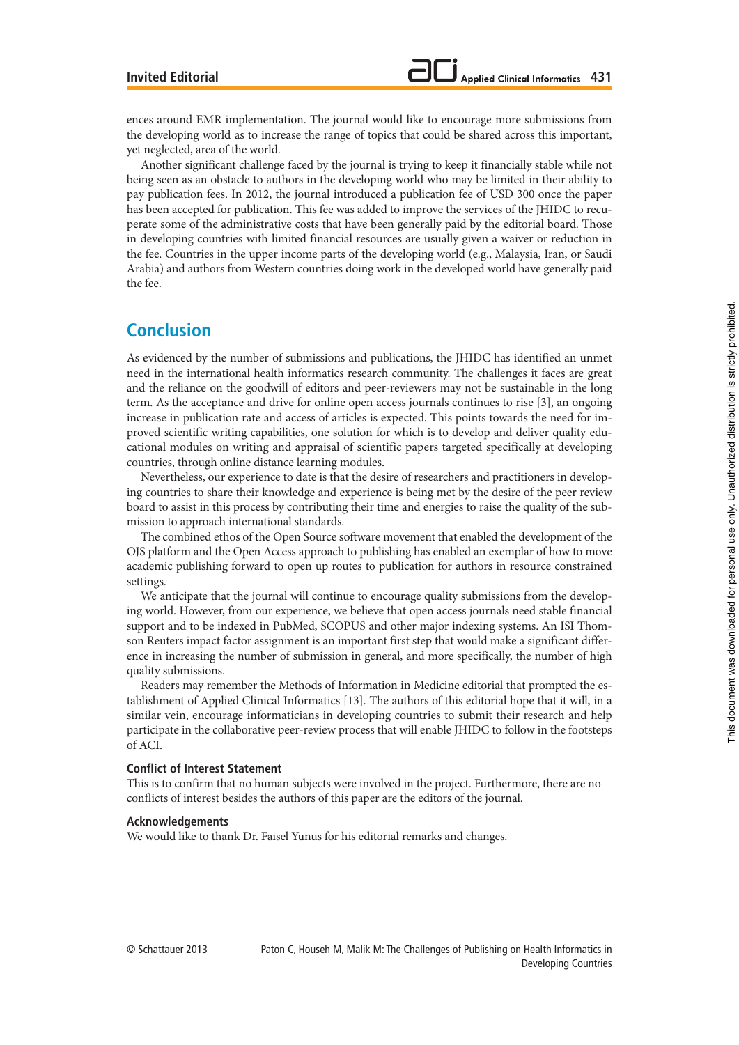ences around EMR implementation. The journal would like to encourage more submissions from the developing world as to increase the range of topics that could be shared across this important, yet neglected, area of the world.

Another significant challenge faced by the journal is trying to keep it financially stable while not being seen as an obstacle to authors in the developing world who may be limited in their ability to pay publication fees. In 2012, the journal introduced a publication fee of USD 300 once the paper has been accepted for publication. This fee was added to improve the services of the JHIDC to recuperate some of the administrative costs that have been generally paid by the editorial board. Those in developing countries with limited financial resources are usually given a waiver or reduction in the fee. Countries in the upper income parts of the developing world (e.g., Malaysia, Iran, or Saudi Arabia) and authors from Western countries doing work in the developed world have generally paid the fee.

## Conclusion

As evidenced by the number of submissions and publications, the JHIDC has identified an unmet need in the international health informatics research community. The challenges it faces are great and the reliance on the goodwill of editors and peer-reviewers may not be sustainable in the long term. As the acceptance and drive for online open access journals continues to rise [3], an ongoing increase in publication rate and access of articles is expected. This points towards the need for improved scientific writing capabilities, one solution for which is to develop and deliver quality educational modules on writing and appraisal of scientific papers targeted specifically at developing countries, through online distance learning modules.

Nevertheless, our experience to date is that the desire of researchers and practitioners in developing countries to share their knowledge and experience is being met by the desire of the peer review board to assist in this process by contributing their time and energies to raise the quality of the submission to approach international standards.

The combined ethos of the Open Source software movement that enabled the development of the OJS platform and the Open Access approach to publishing has enabled an exemplar of how to move academic publishing forward to open up routes to publication for authors in resource constrained settings.

We anticipate that the journal will continue to encourage quality submissions from the developing world. However, from our experience, we believe that open access journals need stable financial support and to be indexed in PubMed, SCOPUS and other major indexing systems. An ISI Thomson Reuters impact factor assignment is an important first step that would make a significant difference in increasing the number of submission in general, and more specifically, the number of high quality submissions.

Readers may remember the Methods of Information in Medicine editorial that prompted the establishment of Applied Clinical Informatics [13]. The authors of this editorial hope that it will, in a similar vein, encourage informaticians in developing countries to submit their research and help participate in the collaborative peer-review process that will enable JHIDC to follow in the footsteps of ACI.

### Conflict of Interest Statement

This is to confirm that no human subjects were involved in the project. Furthermore, there are no conflicts of interest besides the authors of this paper are the editors of the journal.

### Acknowledgements

We would like to thank Dr. Faisel Yunus for his editorial remarks and changes.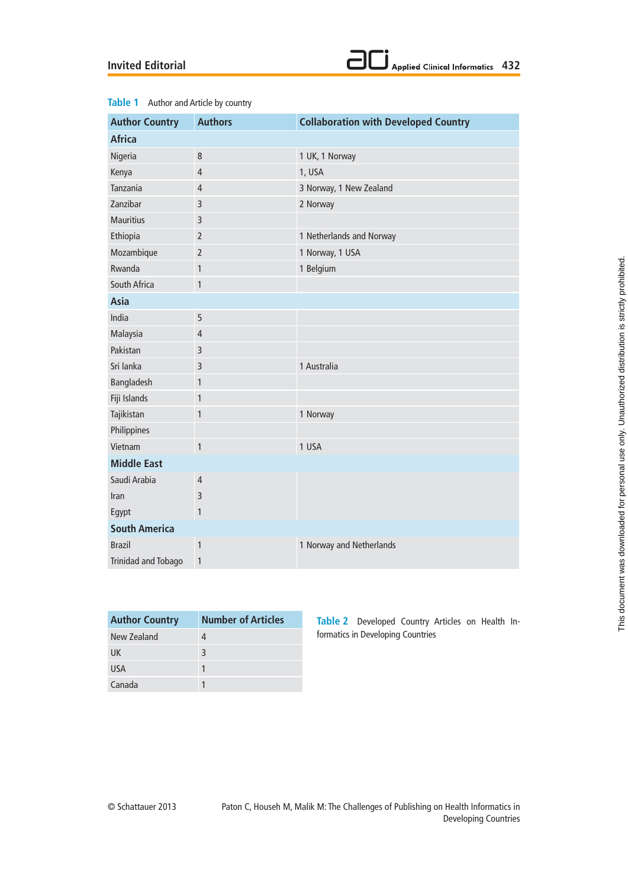**Table 1** Author and Article by country

| Author Country | Authors | Collaboration with Developed Country |
|---|---|---|
| **Africa** | | |
| Nigeria | 8 | 1 UK, 1 Norway |
| Kenya | 4 | 1, USA |
| Tanzania | 4 | 3 Norway, 1 New Zealand |
| Zanzibar | 3 | 2 Norway |
| Mauritius | 3 | |
| Ethiopia | 2 | 1 Netherlands and Norway |
| Mozambique | 2 | 1 Norway, 1 USA |
| Rwanda | 1 | 1 Belgium |
| South Africa | 1 | |
| **Asia** | | |
| India | 5 | |
| Malaysia | 4 | |
| Pakistan | 3 | |
| Sri lanka | 3 | 1 Australia |
| Bangladesh | 1 | |
| Fiji Islands | 1 | |
| Tajikistan | 1 | 1 Norway |
| Philippines | | |
| Vietnam | 1 | 1 USA |
| **Middle East** | | |
| Saudi Arabia | 4 | |
| Iran | 3 | |
| Egypt | 1 | |
| **South America** | | |
| Brazil | 1 | 1 Norway and Netherlands |
| Trinidad and Tobago | 1 | |

**Table 2** Developed Country Articles on Health Informatics in Developing Countries

| Author Country | Number of Articles |
|---|---|
| New Zealand | 4 |
| UK | 3 |
| USA | 1 |
| Canada | 1 |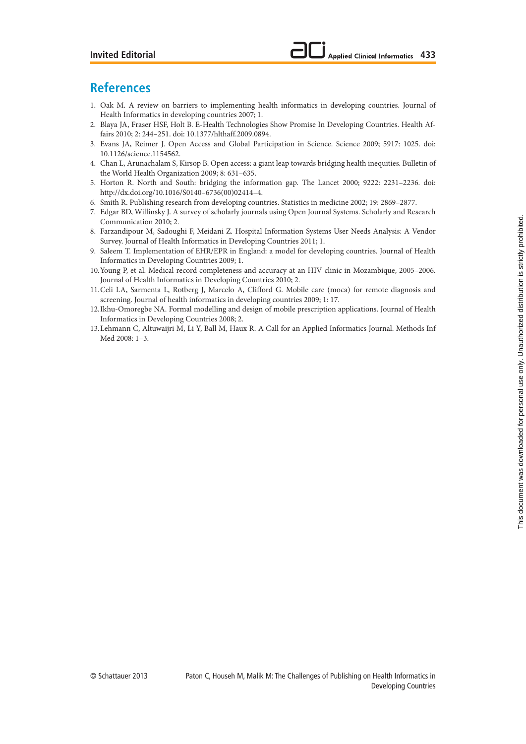## References

1. Oak M. A review on barriers to implementing health informatics in developing countries. Journal of Health Informatics in developing countries 2007; 1.
2. Blaya JA, Fraser HSF, Holt B. E-Health Technologies Show Promise In Developing Countries. Health Affairs 2010; 2: 244–251. doi: 10.1377/hlthaff.2009.0894.
3. Evans JA, Reimer J. Open Access and Global Participation in Science. Science 2009; 5917: 1025. doi: 10.1126/science.1154562.
4. Chan L, Arunachalam S, Kirsop B. Open access: a giant leap towards bridging health inequities. Bulletin of the World Health Organization 2009; 8: 631–635.
5. Horton R. North and South: bridging the information gap. The Lancet 2000; 9222: 2231–2236. doi: http://dx.doi.org/10.1016/S0140–6736(00)02414–4.
6. Smith R. Publishing research from developing countries. Statistics in medicine 2002; 19: 2869–2877.
7. Edgar BD, Willinsky J. A survey of scholarly journals using Open Journal Systems. Scholarly and Research Communication 2010; 2.
8. Farzandipour M, Sadoughi F, Meidani Z. Hospital Information Systems User Needs Analysis: A Vendor Survey. Journal of Health Informatics in Developing Countries 2011; 1.
9. Saleem T. Implementation of EHR/EPR in England: a model for developing countries. Journal of Health Informatics in Developing Countries 2009; 1.
10. Young P, et al. Medical record completeness and accuracy at an HIV clinic in Mozambique, 2005–2006. Journal of Health Informatics in Developing Countries 2010; 2.
11. Celi LA, Sarmenta L, Rotberg J, Marcelo A, Clifford G. Mobile care (moca) for remote diagnosis and screening. Journal of health informatics in developing countries 2009; 1: 17.
12. Ikhu-Omoregbe NA. Formal modelling and design of mobile prescription applications. Journal of Health Informatics in Developing Countries 2008; 2.
13. Lehmann C, Altuwaijri M, Li Y, Ball M, Haux R. A Call for an Applied Informatics Journal. Methods Inf Med 2008: 1–3.